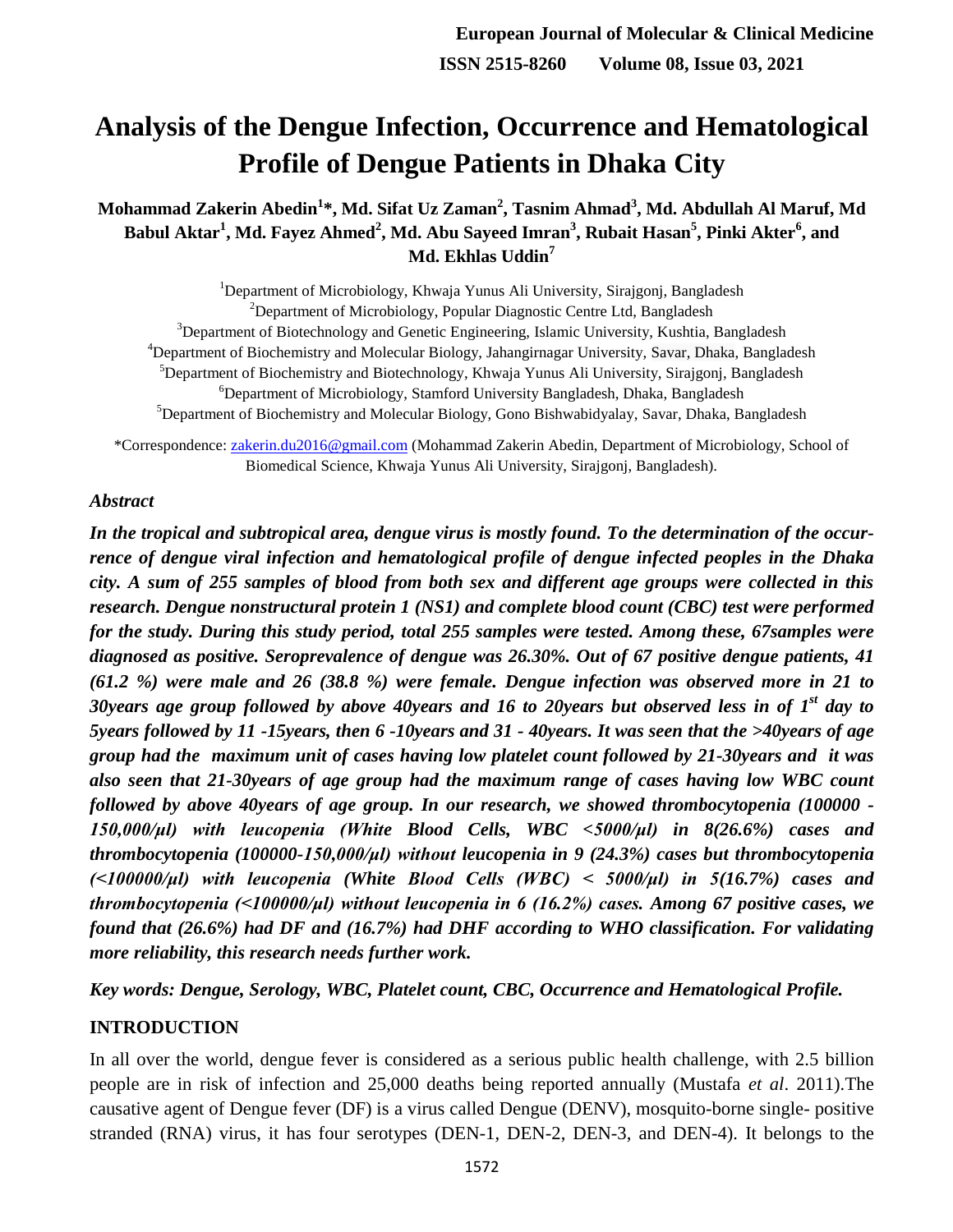# Analysis of the Dengue Infection, Occurrence and Hematological Profile of Dengue Patients in Dhaka City

**Mohammad Zakerin Abedin[1]*, Md. Sifat Uz Zaman[2], Tasnim Ahmad[3], Md. Abdullah Al Maruf, Md Babul Aktar[1], Md. Fayez Ahmed[2], Md. Abu Sayeed Imran[3], Rubait Hasan[5], Pinki Akter[6], and Md. Ekhlas Uddin[7]**

[1]Department of Microbiology, Khwaja Yunus Ali University, Sirajgonj, Bangladesh
[2]Department of Microbiology, Popular Diagnostic Centre Ltd, Bangladesh
[3]Department of Biotechnology and Genetic Engineering, Islamic University, Kushtia, Bangladesh
[4]Department of Biochemistry and Molecular Biology, Jahangirnagar University, Savar, Dhaka, Bangladesh
[5]Department of Biochemistry and Biotechnology, Khwaja Yunus Ali University, Sirajgonj, Bangladesh
[6]Department of Microbiology, Stamford University Bangladesh, Dhaka, Bangladesh
[5]Department of Biochemistry and Molecular Biology, Gono Bishwabidyalay, Savar, Dhaka, Bangladesh

*Correspondence: zakerin.du2016@gmail.com (Mohammad Zakerin Abedin, Department of Microbiology, School of Biomedical Science, Khwaja Yunus Ali University, Sirajgonj, Bangladesh).

### *Abstract*

***In the tropical and subtropical area, dengue virus is mostly found. To the determination of the occurrence of dengue viral infection and hematological profile of dengue infected peoples in the Dhaka city. A sum of 255 samples of blood from both sex and different age groups were collected in this research. Dengue nonstructural protein 1 (NS1) and complete blood count (CBC) test were performed for the study. During this study period, total 255 samples were tested. Among these, 67samples were diagnosed as positive. Seroprevalence of dengue was 26.30%. Out of 67 positive dengue patients, 41 (61.2 %) were male and 26 (38.8 %) were female. Dengue infection was observed more in 21 to 30years age group followed by above 40years and 16 to 20years but observed less in of 1st day to 5years followed by 11 -15years, then 6 -10years and 31 - 40years. It was seen that the >40years of age group had the maximum unit of cases having low platelet count followed by 21-30years and it was also seen that 21-30years of age group had the maximum range of cases having low WBC count followed by above 40years of age group. In our research, we showed thrombocytopenia (100000 - 150,000/µl) with leucopenia (White Blood Cells, WBC <5000/µl) in 8(26.6%) cases and thrombocytopenia (100000-150,000/µl) without leucopenia in 9 (24.3%) cases but thrombocytopenia (<100000/µl) with leucopenia (White Blood Cells (WBC) < 5000/µl) in 5(16.7%) cases and thrombocytopenia (<100000/µl) without leucopenia in 6 (16.2%) cases. Among 67 positive cases, we found that (26.6%) had DF and (16.7%) had DHF according to WHO classification. For validating more reliability, this research needs further work.***

***Key words: Dengue, Serology, WBC, Platelet count, CBC, Occurrence and Hematological Profile.***

## INTRODUCTION

In all over the world, dengue fever is considered as a serious public health challenge, with 2.5 billion people are in risk of infection and 25,000 deaths being reported annually (Mustafa *et al*. 2011).The causative agent of Dengue fever (DF) is a virus called Dengue (DENV), mosquito-borne single- positive stranded (RNA) virus, it has four serotypes (DEN-1, DEN-2, DEN-3, and DEN-4). It belongs to the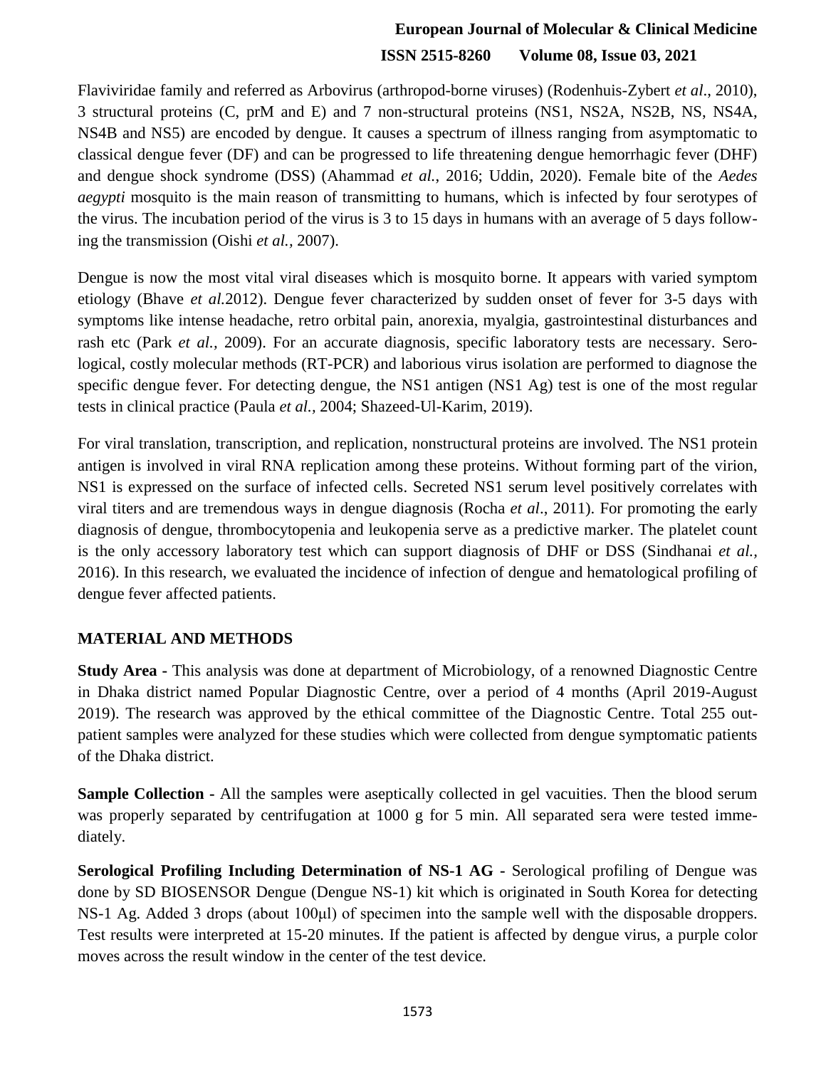Flaviviridae family and referred as Arbovirus (arthropod-borne viruses) (Rodenhuis-Zybert *et al*., 2010), 3 structural proteins (C, prM and E) and 7 non-structural proteins (NS1, NS2A, NS2B, NS, NS4A, NS4B and NS5) are encoded by dengue. It causes a spectrum of illness ranging from asymptomatic to classical dengue fever (DF) and can be progressed to life threatening dengue hemorrhagic fever (DHF) and dengue shock syndrome (DSS) (Ahammad *et al.*, 2016; Uddin, 2020). Female bite of the *Aedes aegypti* mosquito is the main reason of transmitting to humans, which is infected by four serotypes of the virus. The incubation period of the virus is 3 to 15 days in humans with an average of 5 days following the transmission (Oishi *et al.,* 2007).

Dengue is now the most vital viral diseases which is mosquito borne. It appears with varied symptom etiology (Bhave *et al.*2012). Dengue fever characterized by sudden onset of fever for 3-5 days with symptoms like intense headache, retro orbital pain, anorexia, myalgia, gastrointestinal disturbances and rash etc (Park *et al.,* 2009). For an accurate diagnosis, specific laboratory tests are necessary. Serological, costly molecular methods (RT-PCR) and laborious virus isolation are performed to diagnose the specific dengue fever. For detecting dengue, the NS1 antigen (NS1 Ag) test is one of the most regular tests in clinical practice (Paula *et al.,* 2004; Shazeed-Ul-Karim, 2019).

For viral translation, transcription, and replication, nonstructural proteins are involved. The NS1 protein antigen is involved in viral RNA replication among these proteins. Without forming part of the virion, NS1 is expressed on the surface of infected cells. Secreted NS1 serum level positively correlates with viral titers and are tremendous ways in dengue diagnosis (Rocha *et al*., 2011). For promoting the early diagnosis of dengue, thrombocytopenia and leukopenia serve as a predictive marker. The platelet count is the only accessory laboratory test which can support diagnosis of DHF or DSS (Sindhanai *et al.,* 2016). In this research, we evaluated the incidence of infection of dengue and hematological profiling of dengue fever affected patients.

## MATERIAL AND METHODS

**Study Area -** This analysis was done at department of Microbiology, of a renowned Diagnostic Centre in Dhaka district named Popular Diagnostic Centre, over a period of 4 months (April 2019-August 2019). The research was approved by the ethical committee of the Diagnostic Centre. Total 255 outpatient samples were analyzed for these studies which were collected from dengue symptomatic patients of the Dhaka district.

**Sample Collection -** All the samples were aseptically collected in gel vacuities. Then the blood serum was properly separated by centrifugation at 1000 g for 5 min. All separated sera were tested immediately.

**Serological Profiling Including Determination of NS-1 AG -** Serological profiling of Dengue was done by SD BIOSENSOR Dengue (Dengue NS-1) kit which is originated in South Korea for detecting NS-1 Ag. Added 3 drops (about 100μl) of specimen into the sample well with the disposable droppers. Test results were interpreted at 15-20 minutes. If the patient is affected by dengue virus, a purple color moves across the result window in the center of the test device.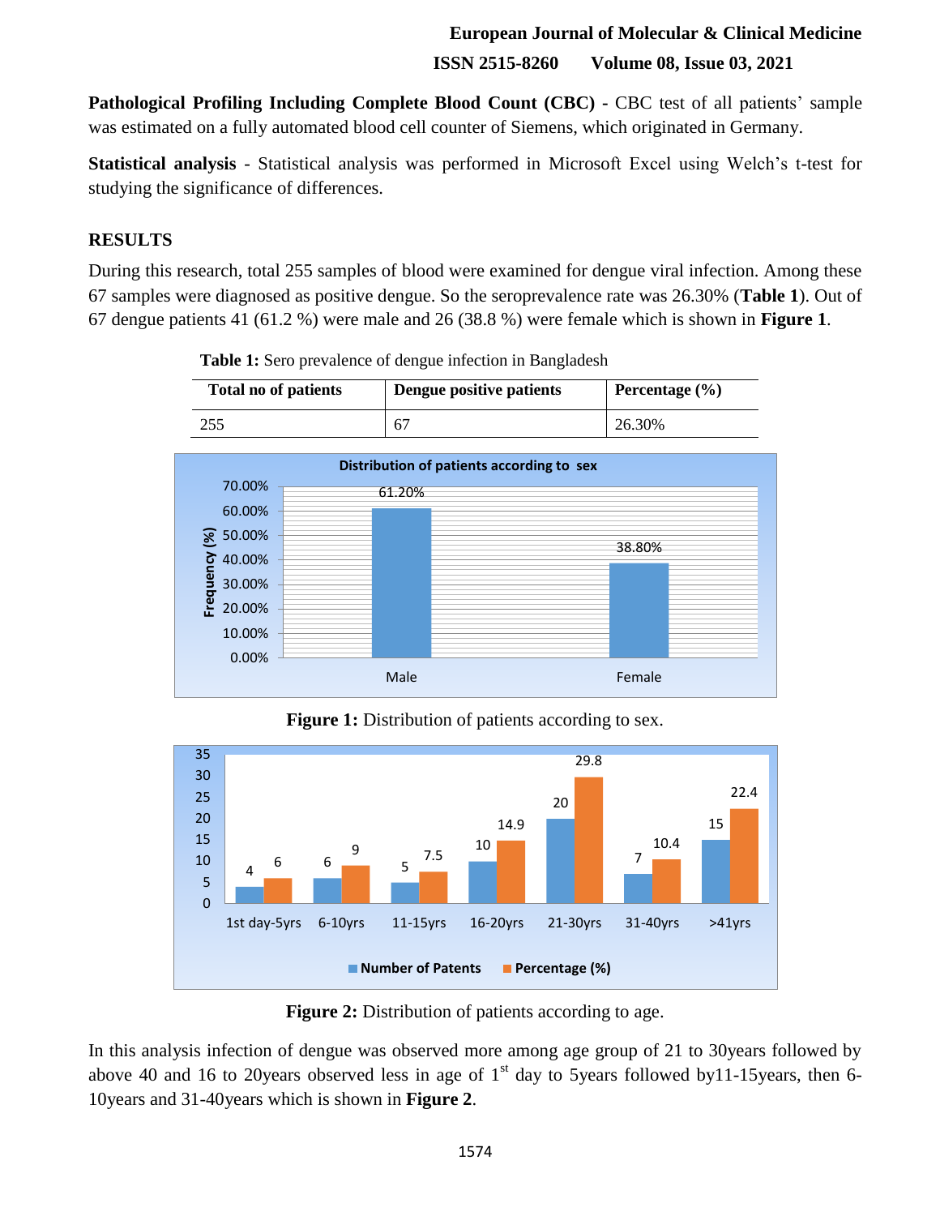**Pathological Profiling Including Complete Blood Count (CBC) -** CBC test of all patients' sample was estimated on a fully automated blood cell counter of Siemens, which originated in Germany.

**Statistical analysis** - Statistical analysis was performed in Microsoft Excel using Welch's t-test for studying the significance of differences.

## RESULTS

During this research, total 255 samples of blood were examined for dengue viral infection. Among these 67 samples were diagnosed as positive dengue. So the seroprevalence rate was 26.30% (**Table 1**). Out of 67 dengue patients 41 (61.2 %) were male and 26 (38.8 %) were female which is shown in **Figure 1**.

**Table 1:** Sero prevalence of dengue infection in Bangladesh

| Total no of patients | Dengue positive patients | Percentage (%) |
|---|---|---|
| 255 | 67 | 26.30% |

**Figure 1:** Distribution of patients according to sex.

**Figure 2:** Distribution of patients according to age.

In this analysis infection of dengue was observed more among age group of 21 to 30years followed by above 40 and 16 to 20years observed less in age of 1st day to 5years followed by11-15years, then 6-10years and 31-40years which is shown in **Figure 2**.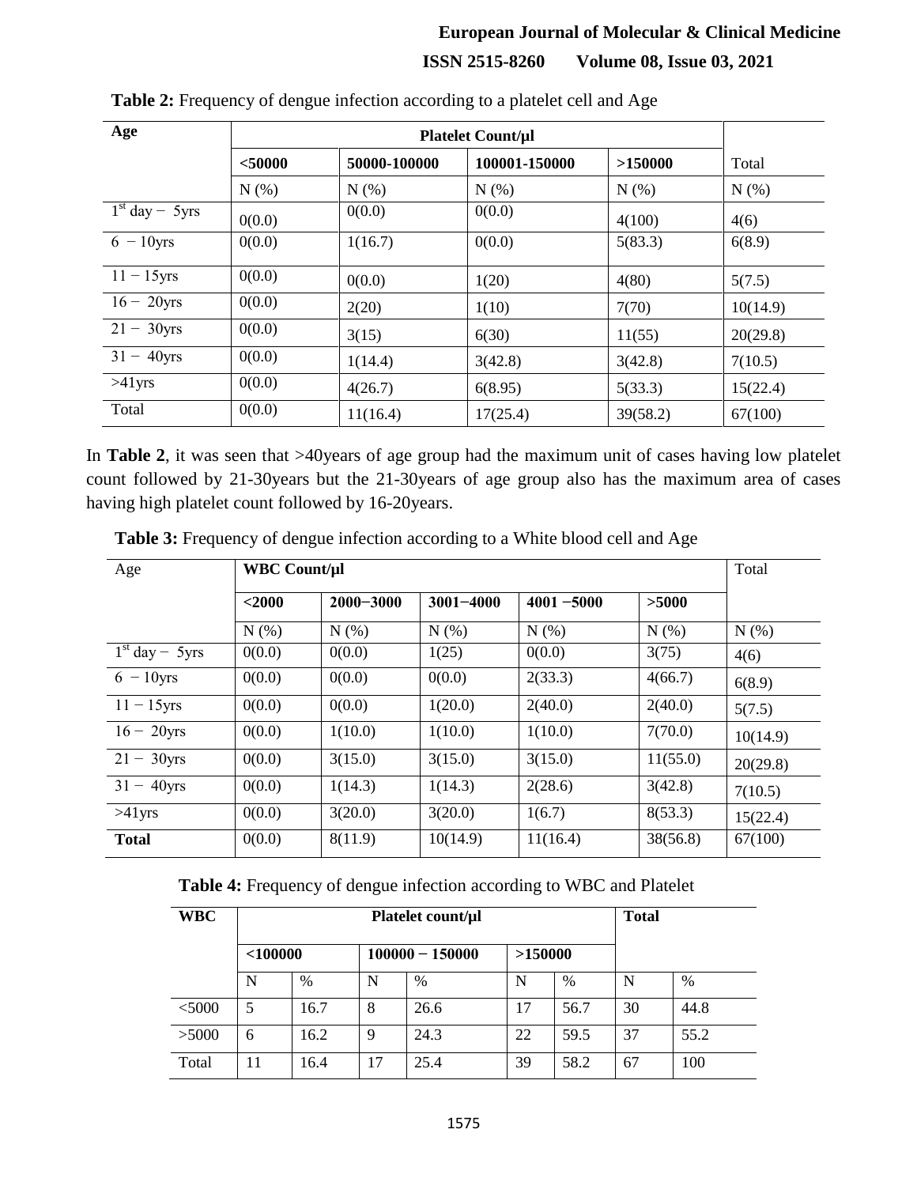**Table 2:** Frequency of dengue infection according to a platelet cell and Age

| Age | Platelet Count/µl | | | | Total |
|---|---|---|---|---|---|
| | **<50000** | **50000-100000** | **100001-150000** | **>150000** | Total |
| | N (%) | N (%) | N (%) | N (%) | N (%) |
| $1^{st}$ day − 5yrs | 0(0.0) | 0(0.0) | 0(0.0) | 4(100) | 4(6) |
| 6 − 10yrs | 0(0.0) | 1(16.7) | 0(0.0) | 5(83.3) | 6(8.9) |
| 11 − 15yrs | 0(0.0) | 0(0.0) | 1(20) | 4(80) | 5(7.5) |
| 16 − 20yrs | 0(0.0) | 2(20) | 1(10) | 7(70) | 10(14.9) |
| 21 − 30yrs | 0(0.0) | 3(15) | 6(30) | 11(55) | 20(29.8) |
| 31 − 40yrs | 0(0.0) | 1(14.4) | 3(42.8) | 3(42.8) | 7(10.5) |
| >41yrs | 0(0.0) | 4(26.7) | 6(8.95) | 5(33.3) | 15(22.4) |
| Total | 0(0.0) | 11(16.4) | 17(25.4) | 39(58.2) | 67(100) |

In **Table 2**, it was seen that >40years of age group had the maximum unit of cases having low platelet count followed by 21-30years but the 21-30years of age group also has the maximum area of cases having high platelet count followed by 16-20years.

**Table 3:** Frequency of dengue infection according to a White blood cell and Age

| Age | WBC Count/µl | | | | | Total |
|---|---|---|---|---|---|---|
| | **<2000** | **2000−3000** | **3001−4000** | **4001 −5000** | **>5000** | |
| | N (%) | N (%) | N (%) | N (%) | N (%) | N (%) |
| $1^{st}$ day − 5yrs | 0(0.0) | 0(0.0) | 1(25) | 0(0.0) | 3(75) | 4(6) |
| 6 − 10yrs | 0(0.0) | 0(0.0) | 0(0.0) | 2(33.3) | 4(66.7) | 6(8.9) |
| 11 − 15yrs | 0(0.0) | 0(0.0) | 1(20.0) | 2(40.0) | 2(40.0) | 5(7.5) |
| 16 − 20yrs | 0(0.0) | 1(10.0) | 1(10.0) | 1(10.0) | 7(70.0) | 10(14.9) |
| 21 − 30yrs | 0(0.0) | 3(15.0) | 3(15.0) | 3(15.0) | 11(55.0) | 20(29.8) |
| 31 − 40yrs | 0(0.0) | 1(14.3) | 1(14.3) | 2(28.6) | 3(42.8) | 7(10.5) |
| >41yrs | 0(0.0) | 3(20.0) | 3(20.0) | 1(6.7) | 8(53.3) | 15(22.4) |
| **Total** | 0(0.0) | 8(11.9) | 10(14.9) | 11(16.4) | 38(56.8) | 67(100) |

**Table 4:** Frequency of dengue infection according to WBC and Platelet

| WBC | Platelet count/µl | | | | | | Total | |
|---|---|---|---|---|---|---|---|---|
| | **<100000** | | **100000 − 150000** | | **>150000** | | | |
| | N | % | N | % | N | % | N | % |
| <5000 | 5 | 16.7 | 8 | 26.6 | 17 | 56.7 | 30 | 44.8 |
| >5000 | 6 | 16.2 | 9 | 24.3 | 22 | 59.5 | 37 | 55.2 |
| Total | 11 | 16.4 | 17 | 25.4 | 39 | 58.2 | 67 | 100 |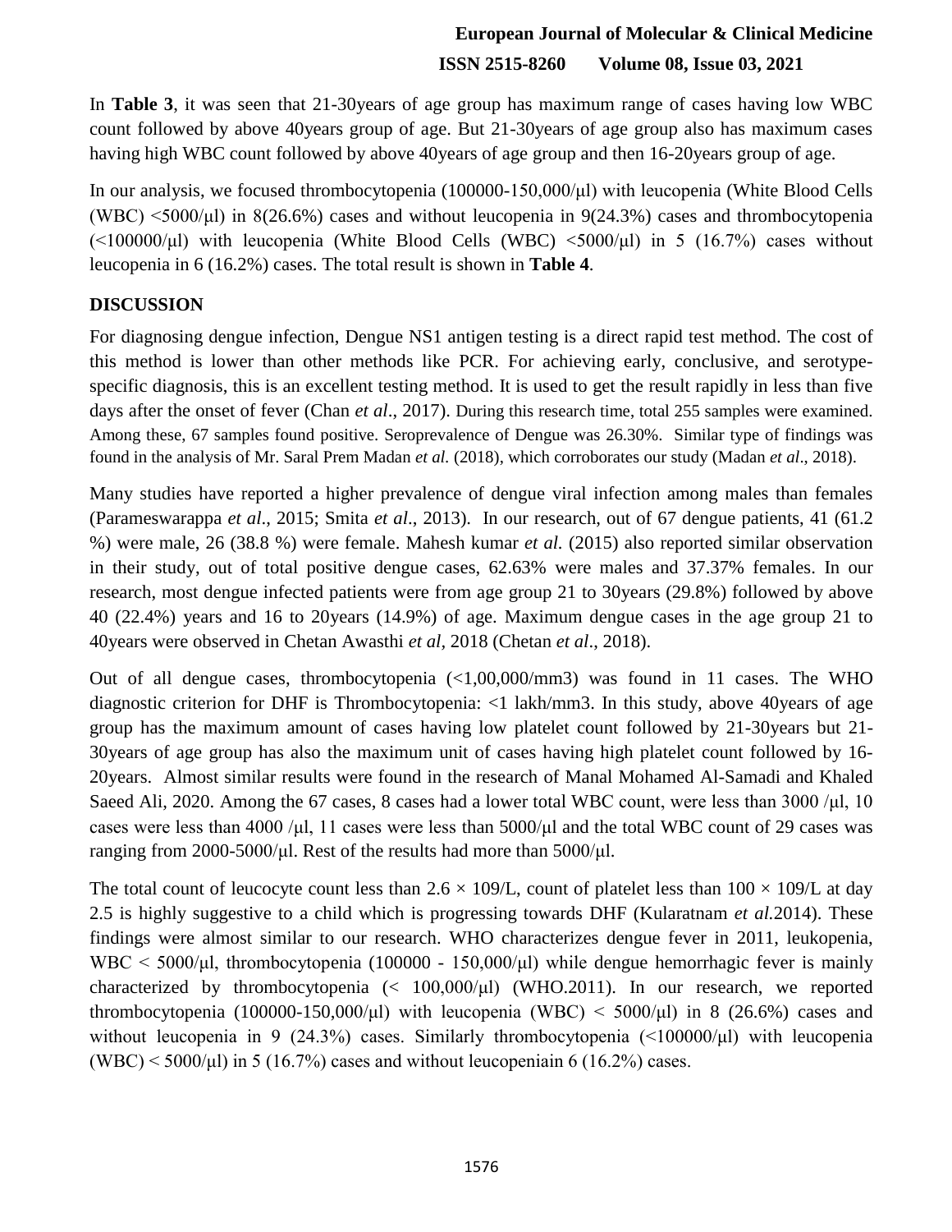In **Table 3**, it was seen that 21-30years of age group has maximum range of cases having low WBC count followed by above 40years group of age. But 21-30years of age group also has maximum cases having high WBC count followed by above 40years of age group and then 16-20years group of age.

In our analysis, we focused thrombocytopenia (100000-150,000/µl) with leucopenia (White Blood Cells (WBC) <5000/µl) in 8(26.6%) cases and without leucopenia in 9(24.3%) cases and thrombocytopenia (<100000/µl) with leucopenia (White Blood Cells (WBC) <5000/µl) in 5 (16.7%) cases without leucopenia in 6 (16.2%) cases. The total result is shown in **Table 4**.

## DISCUSSION

For diagnosing dengue infection, Dengue NS1 antigen testing is a direct rapid test method. The cost of this method is lower than other methods like PCR. For achieving early, conclusive, and serotype-specific diagnosis, this is an excellent testing method. It is used to get the result rapidly in less than five days after the onset of fever (Chan *et al*., 2017). During this research time, total 255 samples were examined. Among these, 67 samples found positive. Seroprevalence of Dengue was 26.30%. Similar type of findings was found in the analysis of Mr. Saral Prem Madan *et al.* (2018), which corroborates our study (Madan *et al*., 2018).

Many studies have reported a higher prevalence of dengue viral infection among males than females (Parameswarappa *et al*., 2015; Smita *et al*., 2013). In our research, out of 67 dengue patients, 41 (61.2 %) were male, 26 (38.8 %) were female. Mahesh kumar *et al.* (2015) also reported similar observation in their study, out of total positive dengue cases, 62.63% were males and 37.37% females. In our research, most dengue infected patients were from age group 21 to 30years (29.8%) followed by above 40 (22.4%) years and 16 to 20years (14.9%) of age. Maximum dengue cases in the age group 21 to 40years were observed in Chetan Awasthi *et al*, 2018 (Chetan *et al*., 2018).

Out of all dengue cases, thrombocytopenia (<1,00,000/mm3) was found in 11 cases. The WHO diagnostic criterion for DHF is Thrombocytopenia: <1 lakh/mm3. In this study, above 40years of age group has the maximum amount of cases having low platelet count followed by 21-30years but 21-30years of age group has also the maximum unit of cases having high platelet count followed by 16-20years. Almost similar results were found in the research of Manal Mohamed Al-Samadi and Khaled Saeed Ali, 2020. Among the 67 cases, 8 cases had a lower total WBC count, were less than 3000 /µl, 10 cases were less than 4000 /µl, 11 cases were less than 5000/µl and the total WBC count of 29 cases was ranging from 2000-5000/µl. Rest of the results had more than 5000/µl.

The total count of leucocyte count less than $2.6 \times 109$/L, count of platelet less than $100 \times 109$/L at day 2.5 is highly suggestive to a child which is progressing towards DHF (Kularatnam *et al.*2014). These findings were almost similar to our research. WHO characterizes dengue fever in 2011, leukopenia, WBC < 5000/µl, thrombocytopenia (100000 - 150,000/µl) while dengue hemorrhagic fever is mainly characterized by thrombocytopenia (< 100,000/µl) (WHO.2011). In our research, we reported thrombocytopenia (100000-150,000/µl) with leucopenia (WBC) < 5000/µl) in 8 (26.6%) cases and without leucopenia in 9 (24.3%) cases. Similarly thrombocytopenia (<100000/µl) with leucopenia (WBC) < 5000/µl) in 5 (16.7%) cases and without leucopeniain 6 (16.2%) cases.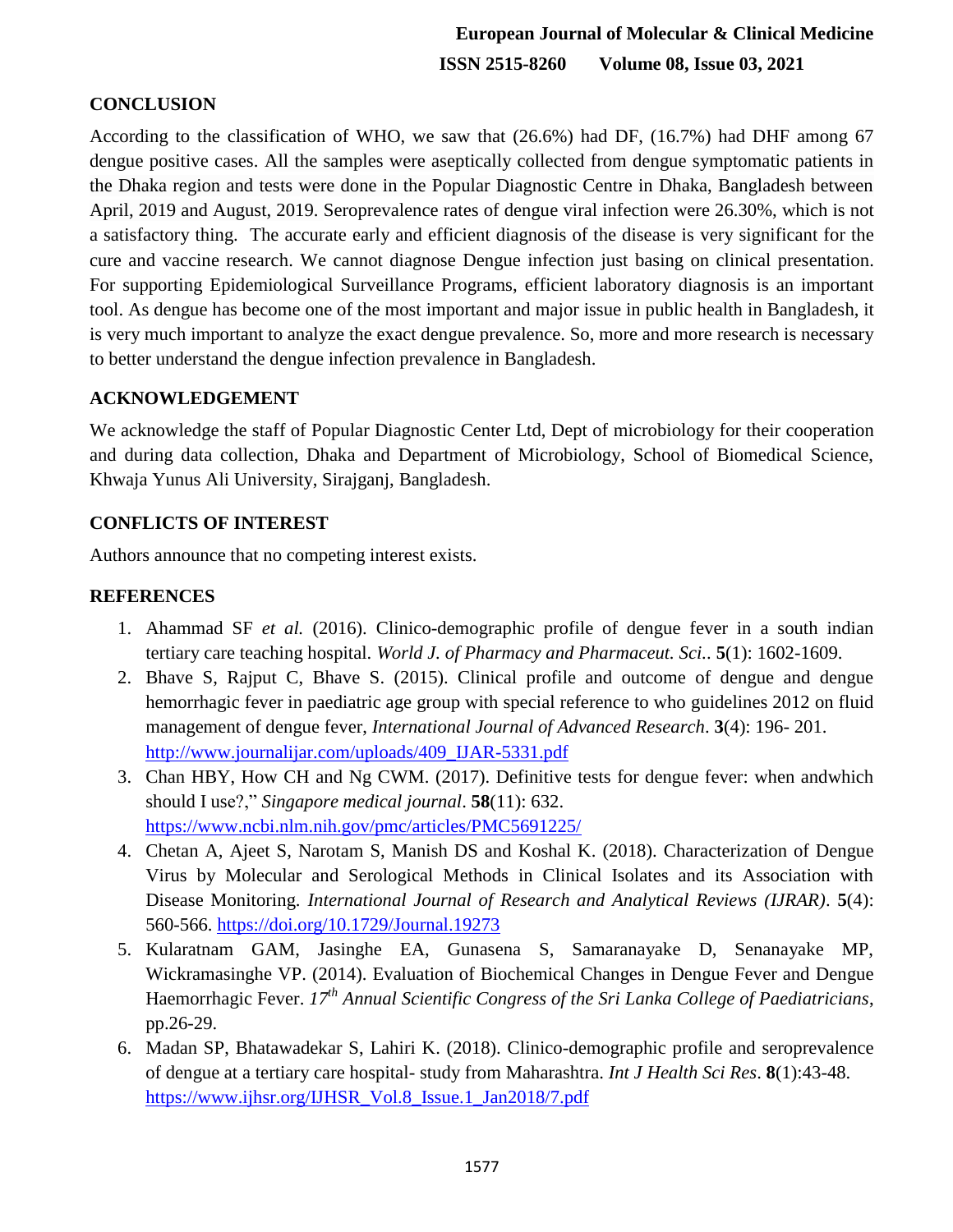## CONCLUSION

According to the classification of WHO, we saw that (26.6%) had DF, (16.7%) had DHF among 67 dengue positive cases. All the samples were aseptically collected from dengue symptomatic patients in the Dhaka region and tests were done in the Popular Diagnostic Centre in Dhaka, Bangladesh between April, 2019 and August, 2019. Seroprevalence rates of dengue viral infection were 26.30%, which is not a satisfactory thing. The accurate early and efficient diagnosis of the disease is very significant for the cure and vaccine research. We cannot diagnose Dengue infection just basing on clinical presentation. For supporting Epidemiological Surveillance Programs, efficient laboratory diagnosis is an important tool. As dengue has become one of the most important and major issue in public health in Bangladesh, it is very much important to analyze the exact dengue prevalence. So, more and more research is necessary to better understand the dengue infection prevalence in Bangladesh.

## ACKNOWLEDGEMENT

We acknowledge the staff of Popular Diagnostic Center Ltd, Dept of microbiology for their cooperation and during data collection, Dhaka and Department of Microbiology, School of Biomedical Science, Khwaja Yunus Ali University, Sirajganj, Bangladesh.

## CONFLICTS OF INTEREST

Authors announce that no competing interest exists.

## REFERENCES

1. Ahammad SF *et al.* (2016). Clinico-demographic profile of dengue fever in a south indian tertiary care teaching hospital. *World J. of Pharmacy and Pharmaceut. Sci.*. **5**(1): 1602-1609.
2. Bhave S, Rajput C, Bhave S. (2015). Clinical profile and outcome of dengue and dengue hemorrhagic fever in paediatric age group with special reference to who guidelines 2012 on fluid management of dengue fever, *International Journal of Advanced Research*. **3**(4): 196- 201. http://www.journalijar.com/uploads/409_IJAR-5331.pdf
3. Chan HBY, How CH and Ng CWM. (2017). Definitive tests for dengue fever: when andwhich should I use?," *Singapore medical journal*. **58**(11): 632. https://www.ncbi.nlm.nih.gov/pmc/articles/PMC5691225/
4. Chetan A, Ajeet S, Narotam S, Manish DS and Koshal K. (2018). Characterization of Dengue Virus by Molecular and Serological Methods in Clinical Isolates and its Association with Disease Monitoring. *International Journal of Research and Analytical Reviews (IJRAR)*. **5**(4): 560-566. https://doi.org/10.1729/Journal.19273
5. Kularatnam GAM, Jasinghe EA, Gunasena S, Samaranayake D, Senanayake MP, Wickramasinghe VP. (2014). Evaluation of Biochemical Changes in Dengue Fever and Dengue Haemorrhagic Fever. *17th Annual Scientific Congress of the Sri Lanka College of Paediatricians*, pp.26-29.
6. Madan SP, Bhatawadekar S, Lahiri K. (2018). Clinico-demographic profile and seroprevalence of dengue at a tertiary care hospital- study from Maharashtra. *Int J Health Sci Res*. **8**(1):43-48. https://www.ijhsr.org/IJHSR_Vol.8_Issue.1_Jan2018/7.pdf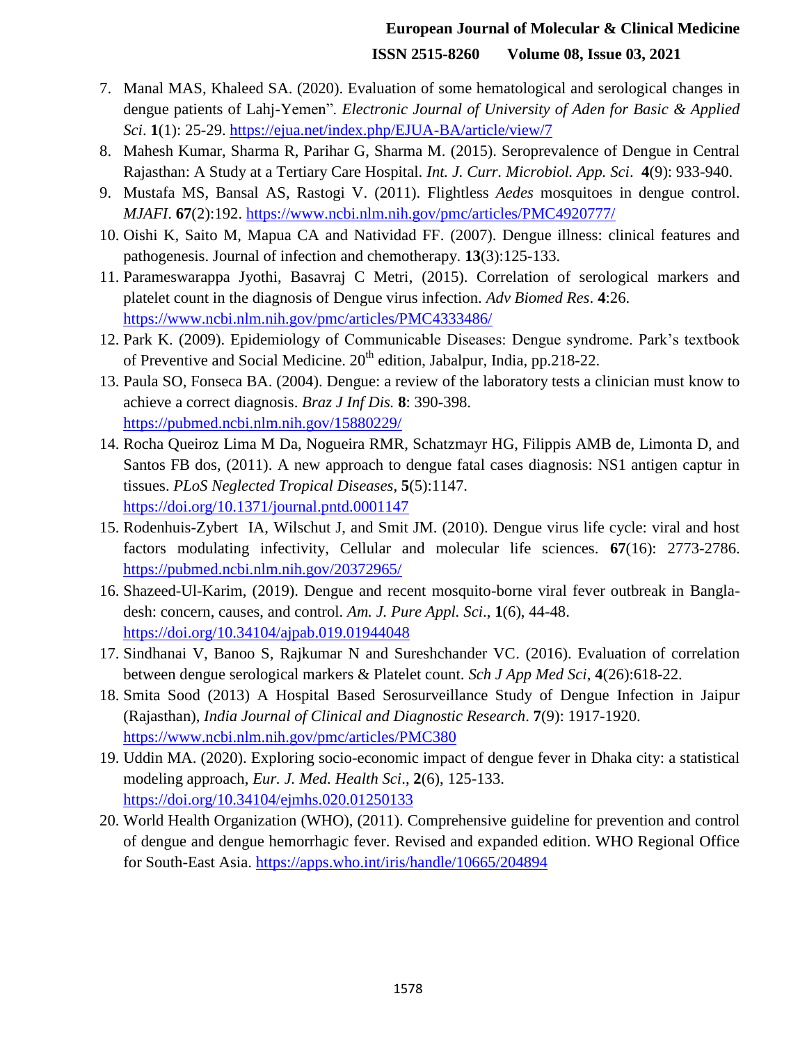7. Manal MAS, Khaleed SA. (2020). Evaluation of some hematological and serological changes in dengue patients of Lahj-Yemen". *Electronic Journal of University of Aden for Basic & Applied Sci*. **1**(1): 25-29. https://ejua.net/index.php/EJUA-BA/article/view/7
8. Mahesh Kumar, Sharma R, Parihar G, Sharma M. (2015). Seroprevalence of Dengue in Central Rajasthan: A Study at a Tertiary Care Hospital. *Int. J. Curr. Microbiol. App. Sci*. **4**(9): 933-940.
9. Mustafa MS, Bansal AS, Rastogi V. (2011). Flightless *Aedes* mosquitoes in dengue control. *MJAFI*. **67**(2):192. https://www.ncbi.nlm.nih.gov/pmc/articles/PMC4920777/
10. Oishi K, Saito M, Mapua CA and Natividad FF. (2007). Dengue illness: clinical features and pathogenesis. Journal of infection and chemotherapy. **13**(3):125-133.
11. Parameswarappa Jyothi, Basavraj C Metri, (2015). Correlation of serological markers and platelet count in the diagnosis of Dengue virus infection. *Adv Biomed Res*. **4**:26. https://www.ncbi.nlm.nih.gov/pmc/articles/PMC4333486/
12. Park K. (2009). Epidemiology of Communicable Diseases: Dengue syndrome. Park's textbook of Preventive and Social Medicine. 20th edition, Jabalpur, India, pp.218-22.
13. Paula SO, Fonseca BA. (2004). Dengue: a review of the laboratory tests a clinician must know to achieve a correct diagnosis. *Braz J Inf Dis.* **8**: 390-398. https://pubmed.ncbi.nlm.nih.gov/15880229/
14. Rocha Queiroz Lima M Da, Nogueira RMR, Schatzmayr HG, Filippis AMB de, Limonta D, and Santos FB dos, (2011). A new approach to dengue fatal cases diagnosis: NS1 antigen captur in tissues. *PLoS Neglected Tropical Diseases*, **5**(5):1147. https://doi.org/10.1371/journal.pntd.0001147
15. Rodenhuis-Zybert IA, Wilschut J, and Smit JM. (2010). Dengue virus life cycle: viral and host factors modulating infectivity, Cellular and molecular life sciences. **67**(16): 2773-2786. https://pubmed.ncbi.nlm.nih.gov/20372965/
16. Shazeed-Ul-Karim, (2019). Dengue and recent mosquito-borne viral fever outbreak in Bangladesh: concern, causes, and control. *Am. J. Pure Appl. Sci*., **1**(6), 44-48. https://doi.org/10.34104/ajpab.019.01944048
17. Sindhanai V, Banoo S, Rajkumar N and Sureshchander VC. (2016). Evaluation of correlation between dengue serological markers & Platelet count. *Sch J App Med Sci*, **4**(26):618-22.
18. Smita Sood (2013) A Hospital Based Serosurveillance Study of Dengue Infection in Jaipur (Rajasthan), *India Journal of Clinical and Diagnostic Research*. **7**(9): 1917-1920. https://www.ncbi.nlm.nih.gov/pmc/articles/PMC380
19. Uddin MA. (2020). Exploring socio-economic impact of dengue fever in Dhaka city: a statistical modeling approach, *Eur. J. Med. Health Sci*., **2**(6), 125-133. https://doi.org/10.34104/ejmhs.020.01250133
20. World Health Organization (WHO), (2011). Comprehensive guideline for prevention and control of dengue and dengue hemorrhagic fever. Revised and expanded edition. WHO Regional Office for South-East Asia. https://apps.who.int/iris/handle/10665/204894